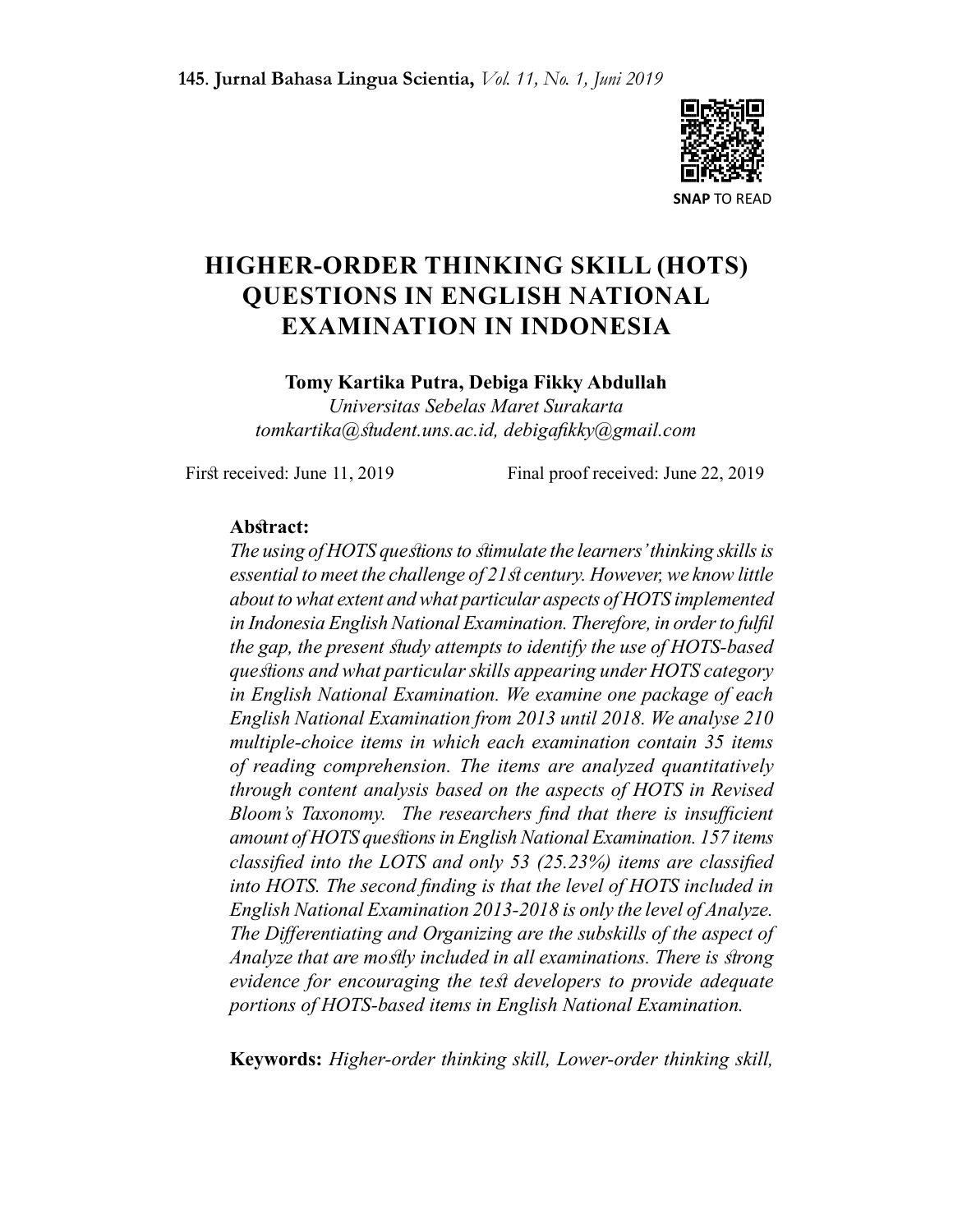# HIGHER-ORDER THINKING SKILL (HOTS) QUESTIONS IN ENGLISH NATIONAL EXAMINATION IN INDONESIA

**Tomy Kartika Putra, Debiga Fikky Abdullah**

*Universitas Sebelas Maret Surakarta*

*tomkartika@student.uns.ac.id, debigafikky@gmail.com*

First received: June 11, 2019 Final proof received: June 22, 2019

**Abstract:**

*The using of HOTS questions to stimulate the learners' thinking skills is essential to meet the challenge of 21st century. However, we know little about to what extent and what particular aspects of HOTS implemented in Indonesia English National Examination. Therefore, in order to fulfil the gap, the present study attempts to identify the use of HOTS-based questions and what particular skills appearing under HOTS category in English National Examination. We examine one package of each English National Examination from 2013 until 2018. We analyse 210 multiple-choice items in which each examination contain 35 items of reading comprehension. The items are analyzed quantitatively through content analysis based on the aspects of HOTS in Revised Bloom's Taxonomy. The researchers find that there is insufficient amount of HOTS questions in English National Examination. 157 items classified into the LOTS and only 53 (25.23%) items are classified into HOTS. The second finding is that the level of HOTS included in English National Examination 2013-2018 is only the level of Analyze. The Differentiating and Organizing are the subskills of the aspect of Analyze that are mostly included in all examinations. There is strong evidence for encouraging the test developers to provide adequate portions of HOTS-based items in English National Examination.*

**Keywords:** *Higher-order thinking skill, Lower-order thinking skill,*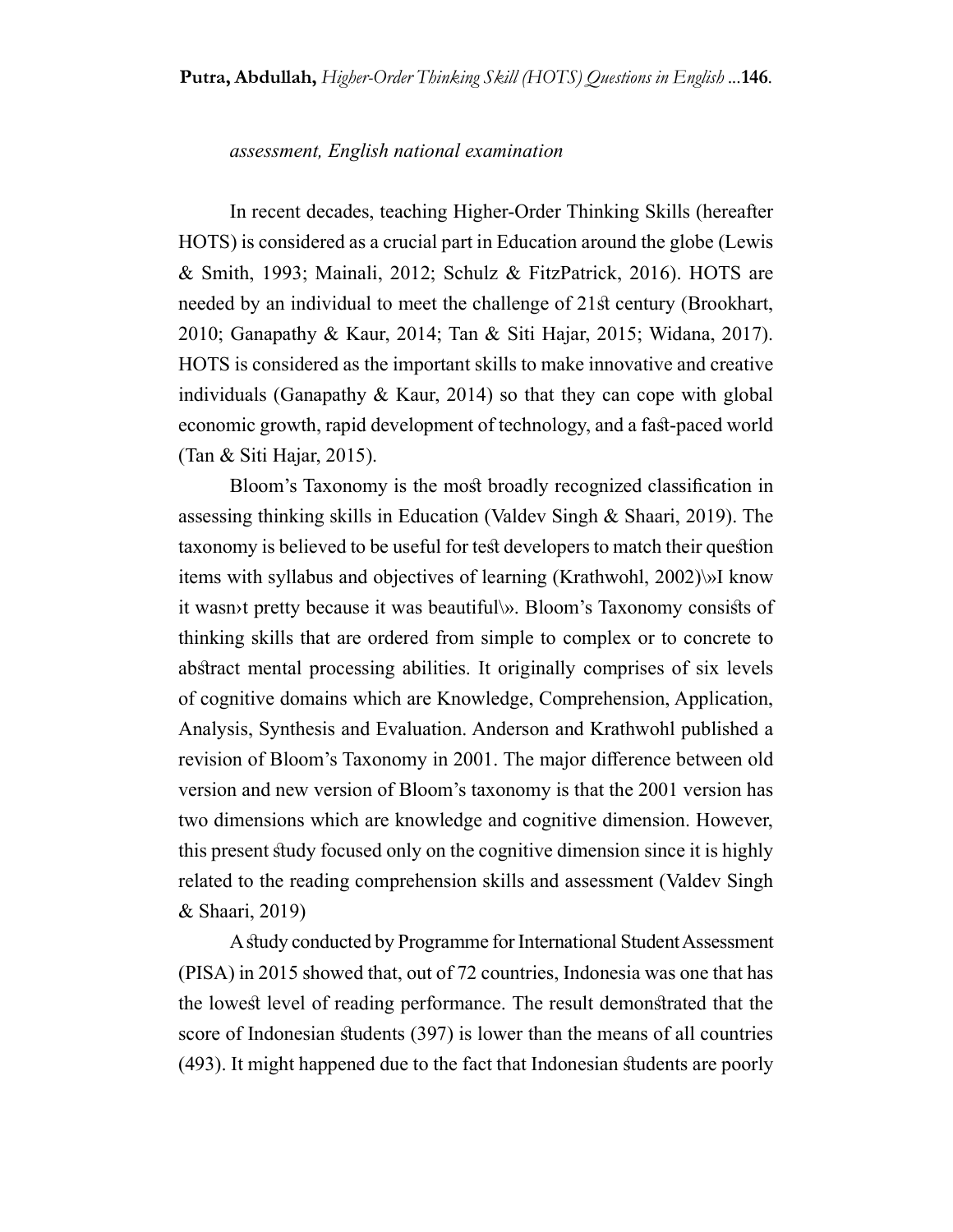*assessment, English national examination*

In recent decades, teaching Higher-Order Thinking Skills (hereafter HOTS) is considered as a crucial part in Education around the globe (Lewis & Smith, 1993; Mainali, 2012; Schulz & FitzPatrick, 2016). HOTS are needed by an individual to meet the challenge of 21st century (Brookhart, 2010; Ganapathy & Kaur, 2014; Tan & Siti Hajar, 2015; Widana, 2017). HOTS is considered as the important skills to make innovative and creative individuals (Ganapathy & Kaur, 2014) so that they can cope with global economic growth, rapid development of technology, and a fast-paced world (Tan & Siti Hajar, 2015).

Bloom's Taxonomy is the most broadly recognized classification in assessing thinking skills in Education (Valdev Singh & Shaari, 2019). The taxonomy is believed to be useful for test developers to match their question items with syllabus and objectives of learning (Krathwohl, 2002)\»I know it wasn›t pretty because it was beautiful\». Bloom's Taxonomy consists of thinking skills that are ordered from simple to complex or to concrete to abstract mental processing abilities. It originally comprises of six levels of cognitive domains which are Knowledge, Comprehension, Application, Analysis, Synthesis and Evaluation. Anderson and Krathwohl published a revision of Bloom's Taxonomy in 2001. The major difference between old version and new version of Bloom's taxonomy is that the 2001 version has two dimensions which are knowledge and cognitive dimension. However, this present study focused only on the cognitive dimension since it is highly related to the reading comprehension skills and assessment (Valdev Singh & Shaari, 2019)

A study conducted by Programme for International Student Assessment (PISA) in 2015 showed that, out of 72 countries, Indonesia was one that has the lowest level of reading performance. The result demonstrated that the score of Indonesian students (397) is lower than the means of all countries (493). It might happened due to the fact that Indonesian students are poorly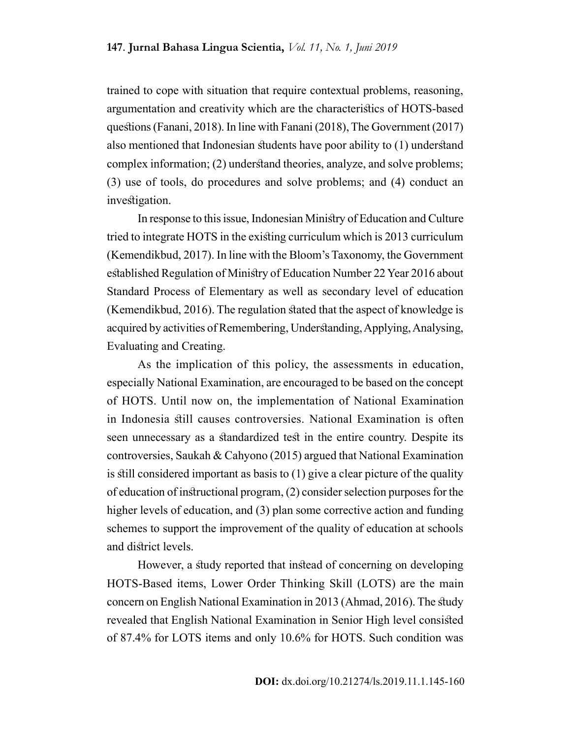trained to cope with situation that require contextual problems, reasoning, argumentation and creativity which are the characteristics of HOTS-based questions (Fanani, 2018). In line with Fanani (2018), The Government (2017) also mentioned that Indonesian students have poor ability to (1) understand complex information; (2) understand theories, analyze, and solve problems; (3) use of tools, do procedures and solve problems; and (4) conduct an investigation.

In response to this issue, Indonesian Ministry of Education and Culture tried to integrate HOTS in the existing curriculum which is 2013 curriculum (Kemendikbud, 2017). In line with the Bloom's Taxonomy, the Government established Regulation of Ministry of Education Number 22 Year 2016 about Standard Process of Elementary as well as secondary level of education (Kemendikbud, 2016). The regulation stated that the aspect of knowledge is acquired by activities of Remembering, Understanding, Applying, Analysing, Evaluating and Creating.

As the implication of this policy, the assessments in education, especially National Examination, are encouraged to be based on the concept of HOTS. Until now on, the implementation of National Examination in Indonesia still causes controversies. National Examination is often seen unnecessary as a standardized test in the entire country. Despite its controversies, Saukah & Cahyono (2015) argued that National Examination is still considered important as basis to (1) give a clear picture of the quality of education of instructional program, (2) consider selection purposes for the higher levels of education, and (3) plan some corrective action and funding schemes to support the improvement of the quality of education at schools and district levels.

However, a study reported that instead of concerning on developing HOTS-Based items, Lower Order Thinking Skill (LOTS) are the main concern on English National Examination in 2013 (Ahmad, 2016). The study revealed that English National Examination in Senior High level consisted of 87.4% for LOTS items and only 10.6% for HOTS. Such condition was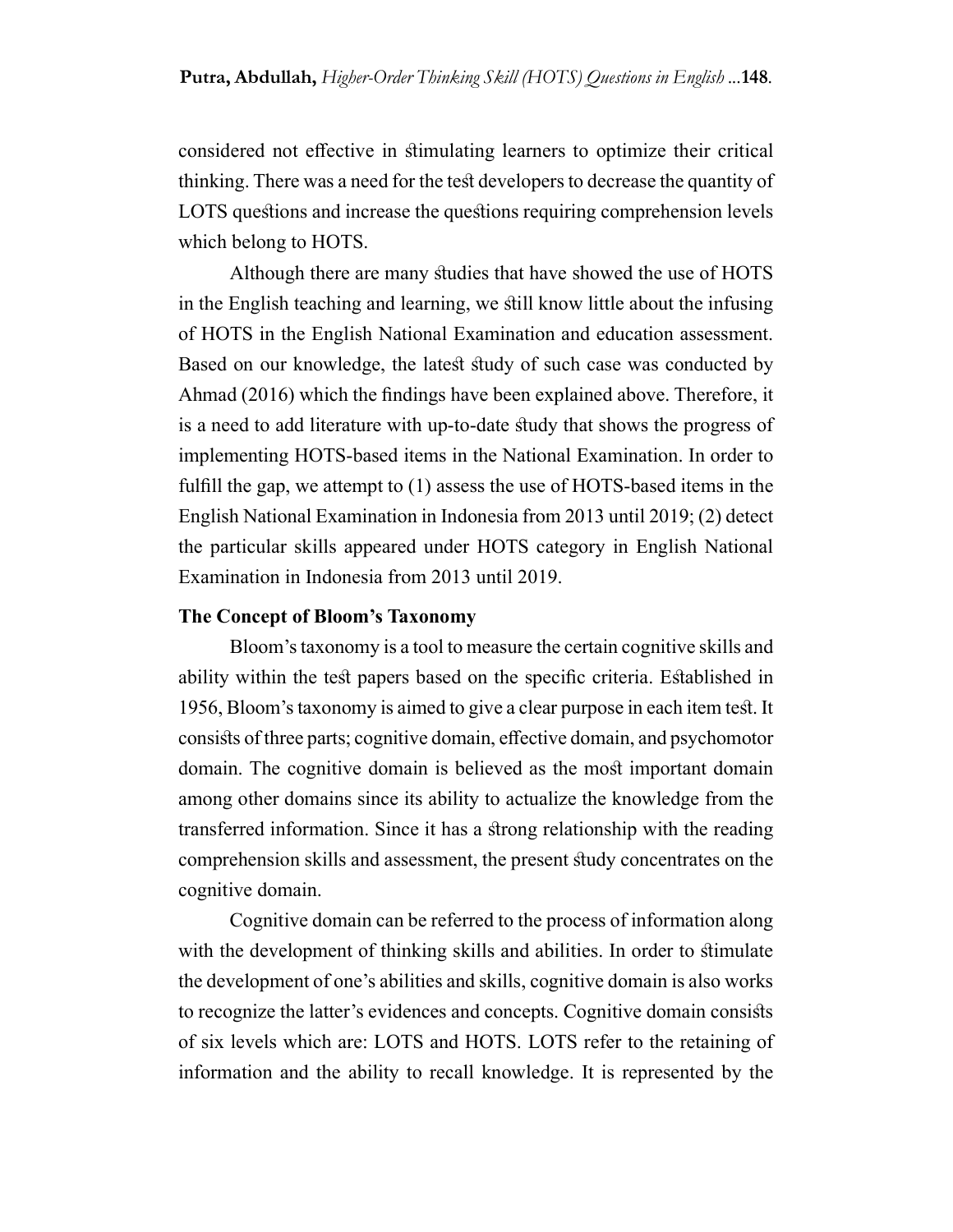considered not effective in stimulating learners to optimize their critical thinking. There was a need for the test developers to decrease the quantity of LOTS questions and increase the questions requiring comprehension levels which belong to HOTS.

Although there are many studies that have showed the use of HOTS in the English teaching and learning, we still know little about the infusing of HOTS in the English National Examination and education assessment. Based on our knowledge, the latest study of such case was conducted by Ahmad (2016) which the findings have been explained above. Therefore, it is a need to add literature with up-to-date study that shows the progress of implementing HOTS-based items in the National Examination. In order to fulfill the gap, we attempt to (1) assess the use of HOTS-based items in the English National Examination in Indonesia from 2013 until 2019; (2) detect the particular skills appeared under HOTS category in English National Examination in Indonesia from 2013 until 2019.

## The Concept of Bloom's Taxonomy

Bloom's taxonomy is a tool to measure the certain cognitive skills and ability within the test papers based on the specific criteria. Established in 1956, Bloom's taxonomy is aimed to give a clear purpose in each item test. It consists of three parts; cognitive domain, effective domain, and psychomotor domain. The cognitive domain is believed as the most important domain among other domains since its ability to actualize the knowledge from the transferred information. Since it has a strong relationship with the reading comprehension skills and assessment, the present study concentrates on the cognitive domain.

Cognitive domain can be referred to the process of information along with the development of thinking skills and abilities. In order to stimulate the development of one's abilities and skills, cognitive domain is also works to recognize the latter's evidences and concepts. Cognitive domain consists of six levels which are: LOTS and HOTS. LOTS refer to the retaining of information and the ability to recall knowledge. It is represented by the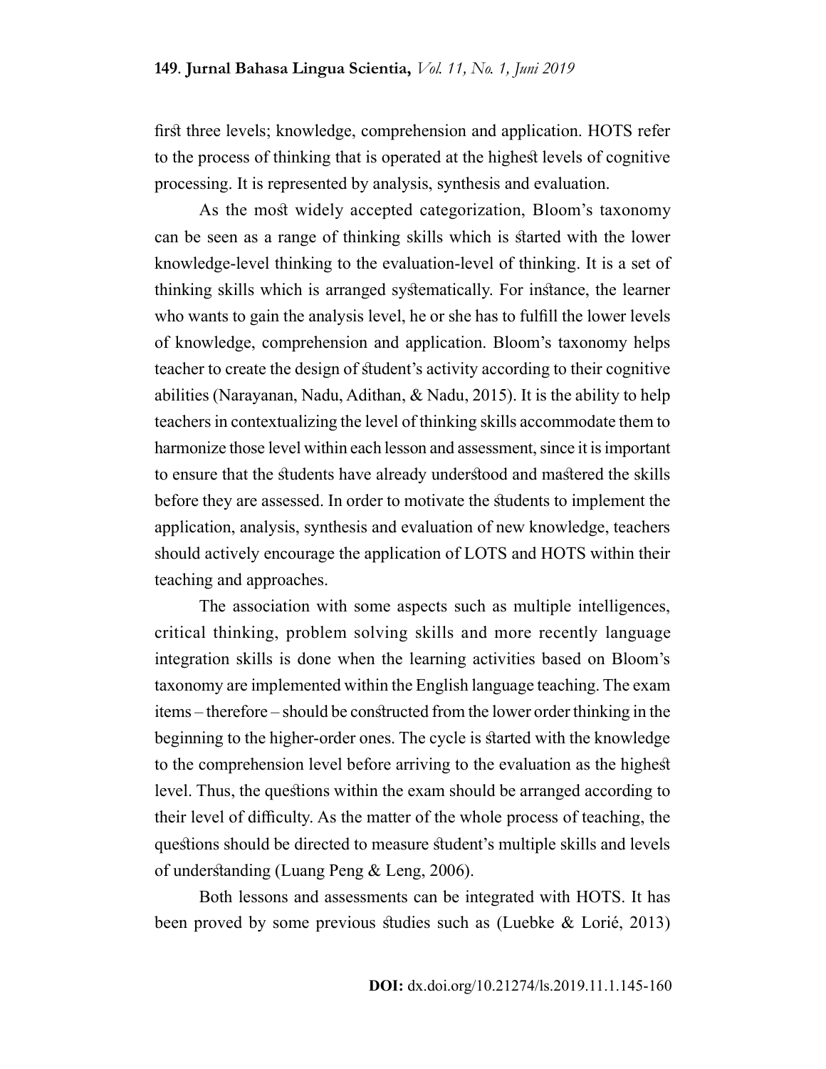first three levels; knowledge, comprehension and application. HOTS refer to the process of thinking that is operated at the highest levels of cognitive processing. It is represented by analysis, synthesis and evaluation.

As the most widely accepted categorization, Bloom's taxonomy can be seen as a range of thinking skills which is started with the lower knowledge-level thinking to the evaluation-level of thinking. It is a set of thinking skills which is arranged systematically. For instance, the learner who wants to gain the analysis level, he or she has to fulfill the lower levels of knowledge, comprehension and application. Bloom's taxonomy helps teacher to create the design of student's activity according to their cognitive abilities (Narayanan, Nadu, Adithan, & Nadu, 2015). It is the ability to help teachers in contextualizing the level of thinking skills accommodate them to harmonize those level within each lesson and assessment, since it is important to ensure that the students have already understood and mastered the skills before they are assessed. In order to motivate the students to implement the application, analysis, synthesis and evaluation of new knowledge, teachers should actively encourage the application of LOTS and HOTS within their teaching and approaches.

The association with some aspects such as multiple intelligences, critical thinking, problem solving skills and more recently language integration skills is done when the learning activities based on Bloom's taxonomy are implemented within the English language teaching. The exam items – therefore – should be constructed from the lower order thinking in the beginning to the higher-order ones. The cycle is started with the knowledge to the comprehension level before arriving to the evaluation as the highest level. Thus, the questions within the exam should be arranged according to their level of difficulty. As the matter of the whole process of teaching, the questions should be directed to measure student's multiple skills and levels of understanding (Luang Peng & Leng, 2006).

Both lessons and assessments can be integrated with HOTS. It has been proved by some previous studies such as (Luebke & Lorié, 2013)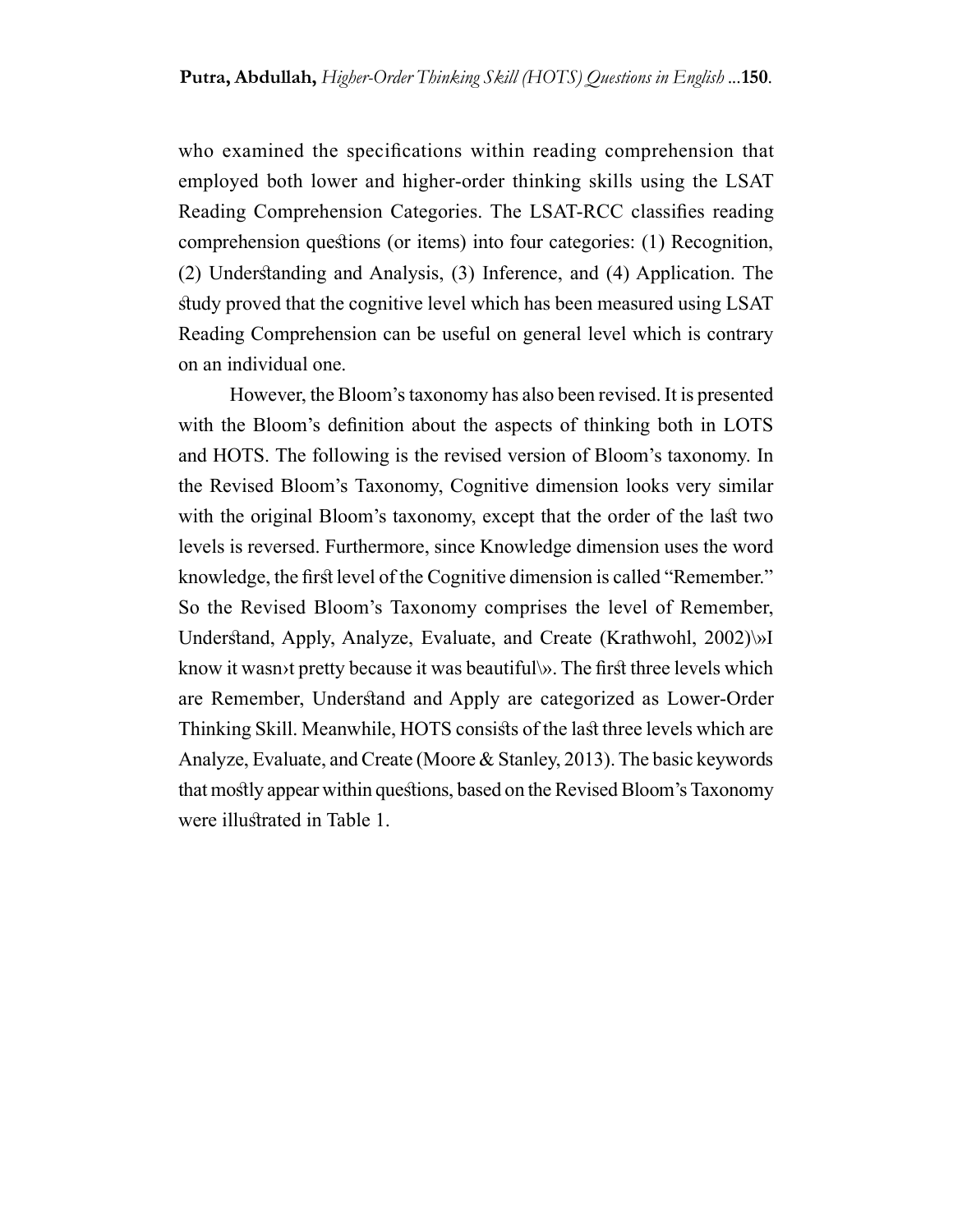who examined the specifications within reading comprehension that employed both lower and higher-order thinking skills using the LSAT Reading Comprehension Categories. The LSAT-RCC classifies reading comprehension questions (or items) into four categories: (1) Recognition, (2) Understanding and Analysis, (3) Inference, and (4) Application. The study proved that the cognitive level which has been measured using LSAT Reading Comprehension can be useful on general level which is contrary on an individual one.

However, the Bloom's taxonomy has also been revised. It is presented with the Bloom's definition about the aspects of thinking both in LOTS and HOTS. The following is the revised version of Bloom's taxonomy. In the Revised Bloom's Taxonomy, Cognitive dimension looks very similar with the original Bloom's taxonomy, except that the order of the last two levels is reversed. Furthermore, since Knowledge dimension uses the word knowledge, the first level of the Cognitive dimension is called "Remember." So the Revised Bloom's Taxonomy comprises the level of Remember, Understand, Apply, Analyze, Evaluate, and Create (Krathwohl, 2002)\»I know it wasn›t pretty because it was beautiful\». The first three levels which are Remember, Understand and Apply are categorized as Lower-Order Thinking Skill. Meanwhile, HOTS consists of the last three levels which are Analyze, Evaluate, and Create (Moore & Stanley, 2013). The basic keywords that mostly appear within questions, based on the Revised Bloom's Taxonomy were illustrated in Table 1.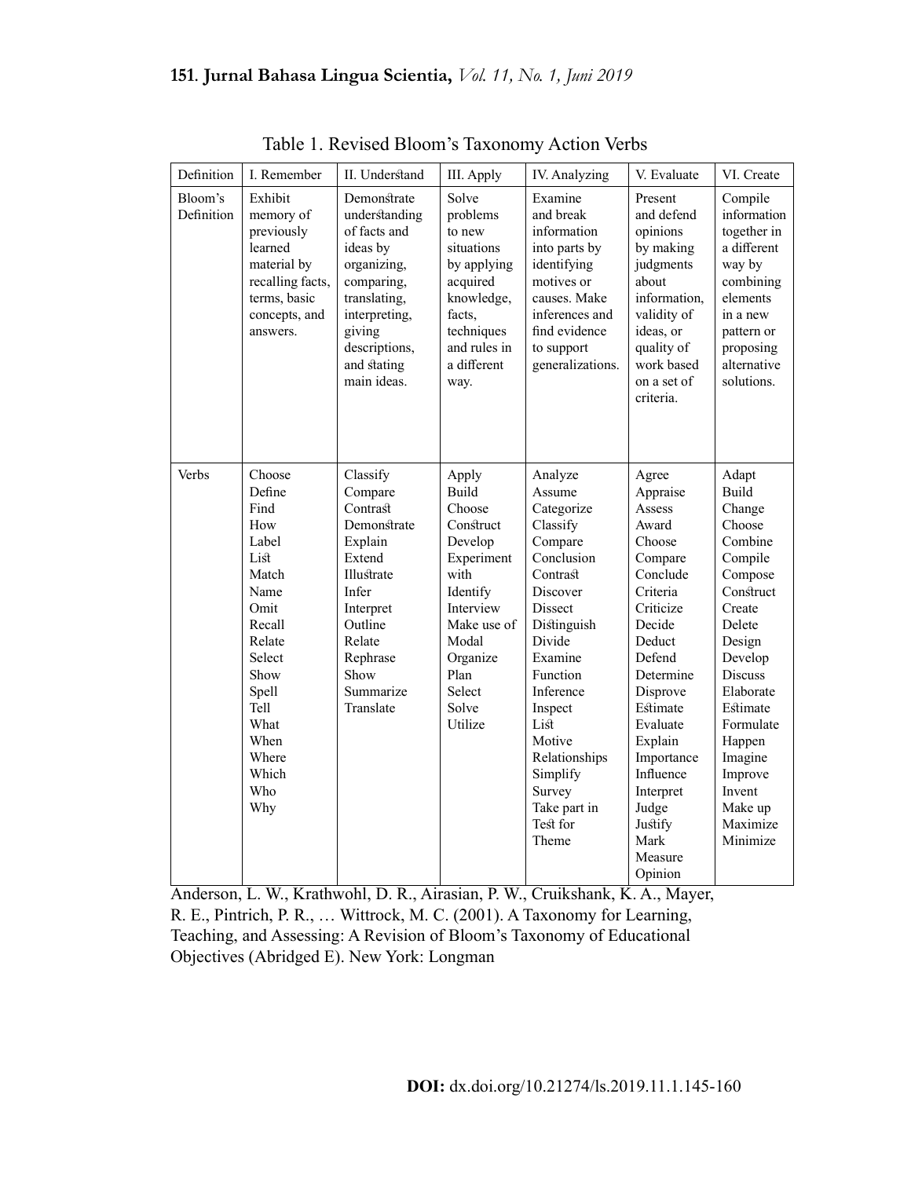Table 1. Revised Bloom's Taxonomy Action Verbs

| Definition | I. Remember | II. Understand | III. Apply | IV. Analyzing | V. Evaluate | VI. Create |
|---|---|---|---|---|---|---|
| Bloom's Definition | Exhibit memory of previously learned material by recalling facts, terms, basic concepts, and answers. | Demonstrate understanding of facts and ideas by organizing, comparing, translating, interpreting, giving descriptions, and stating main ideas. | Solve problems to new situations by applying acquired knowledge, facts, techniques and rules in a different way. | Examine and break information into parts by identifying motives or causes. Make inferences and find evidence to support generalizations. | Present and defend opinions by making judgments about information, validity of ideas, or quality of work based on a set of criteria. | Compile information together in a different way by combining elements in a new pattern or proposing alternative solutions. |
| Verbs | Choose<br>Define<br>Find<br>How<br>Label<br>List<br>Match<br>Name<br>Omit<br>Recall<br>Relate<br>Select<br>Show<br>Spell<br>Tell<br>What<br>When<br>Where<br>Which<br>Who<br>Why | Classify<br>Compare<br>Contrast<br>Demonstrate<br>Explain<br>Extend<br>Illustrate<br>Infer<br>Interpret<br>Outline<br>Relate<br>Rephrase<br>Show<br>Summarize<br>Translate | Apply<br>Build<br>Choose<br>Construct<br>Develop<br>Experiment with<br>Identify<br>Interview<br>Make use of<br>Modal<br>Organize<br>Plan<br>Select<br>Solve<br>Utilize | Analyze<br>Assume<br>Categorize<br>Classify<br>Compare<br>Conclusion<br>Contrast<br>Discover<br>Dissect<br>Distinguish<br>Divide<br>Examine<br>Function<br>Inference<br>Inspect<br>List<br>Motive<br>Relationships<br>Simplify<br>Survey<br>Take part in<br>Test for<br>Theme | Agree<br>Appraise<br>Assess<br>Award<br>Choose<br>Compare<br>Conclude<br>Criteria<br>Criticize<br>Decide<br>Deduct<br>Defend<br>Determine<br>Disprove<br>Estimate<br>Evaluate<br>Explain<br>Importance<br>Influence<br>Interpret<br>Judge<br>Justify<br>Mark<br>Measure<br>Opinion | Adapt<br>Build<br>Change<br>Choose<br>Combine<br>Compile<br>Compose<br>Construct<br>Create<br>Delete<br>Design<br>Develop<br>Discuss<br>Elaborate<br>Estimate<br>Formulate<br>Happen<br>Imagine<br>Improve<br>Invent<br>Make up<br>Maximize<br>Minimize |

Anderson, L. W., Krathwohl, D. R., Airasian, P. W., Cruikshank, K. A., Mayer, R. E., Pintrich, P. R., … Wittrock, M. C. (2001). A Taxonomy for Learning, Teaching, and Assessing: A Revision of Bloom's Taxonomy of Educational Objectives (Abridged E). New York: Longman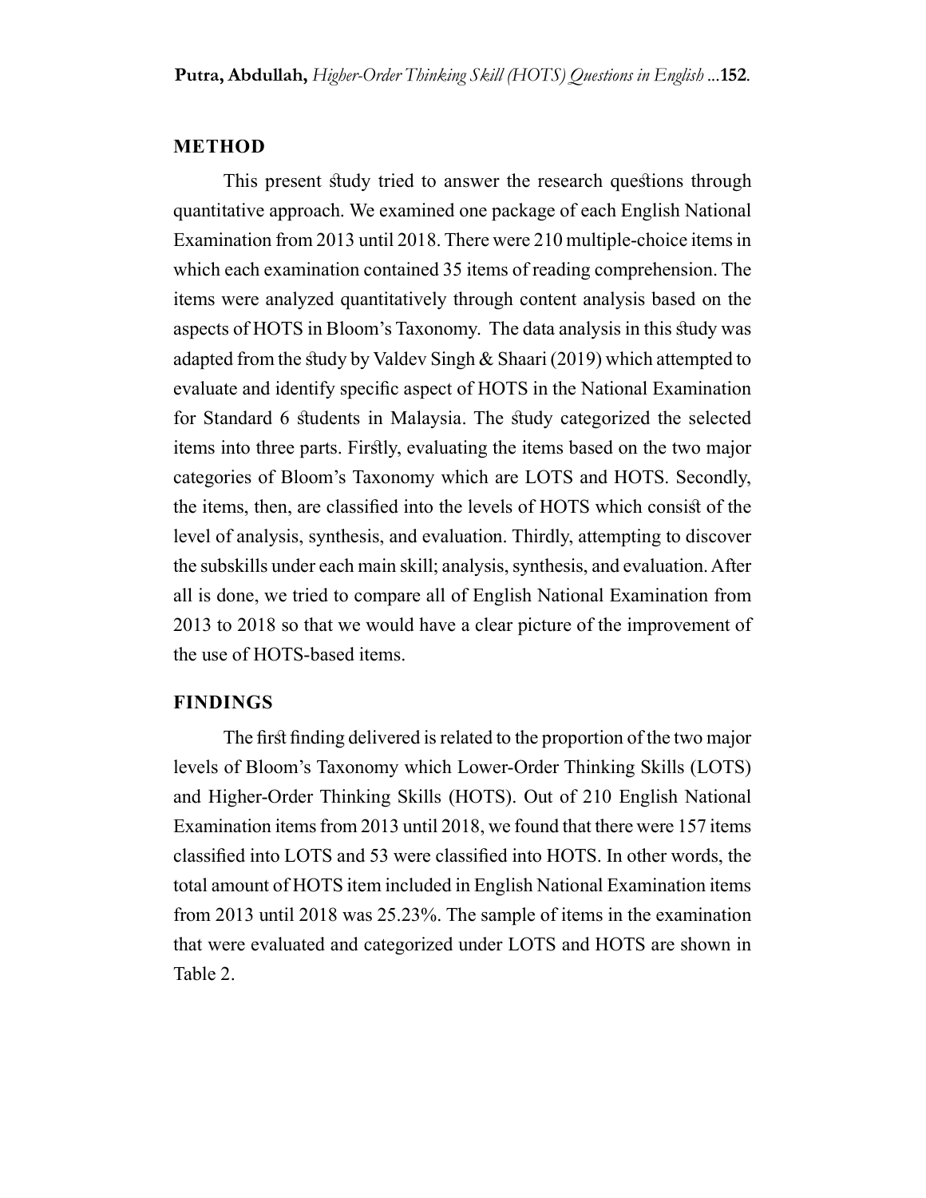## METHOD

This present study tried to answer the research questions through quantitative approach. We examined one package of each English National Examination from 2013 until 2018. There were 210 multiple-choice items in which each examination contained 35 items of reading comprehension. The items were analyzed quantitatively through content analysis based on the aspects of HOTS in Bloom's Taxonomy. The data analysis in this study was adapted from the study by Valdev Singh & Shaari (2019) which attempted to evaluate and identify specific aspect of HOTS in the National Examination for Standard 6 students in Malaysia. The study categorized the selected items into three parts. Firstly, evaluating the items based on the two major categories of Bloom's Taxonomy which are LOTS and HOTS. Secondly, the items, then, are classified into the levels of HOTS which consist of the level of analysis, synthesis, and evaluation. Thirdly, attempting to discover the subskills under each main skill; analysis, synthesis, and evaluation. After all is done, we tried to compare all of English National Examination from 2013 to 2018 so that we would have a clear picture of the improvement of the use of HOTS-based items.

## FINDINGS

The first finding delivered is related to the proportion of the two major levels of Bloom's Taxonomy which Lower-Order Thinking Skills (LOTS) and Higher-Order Thinking Skills (HOTS). Out of 210 English National Examination items from 2013 until 2018, we found that there were 157 items classified into LOTS and 53 were classified into HOTS. In other words, the total amount of HOTS item included in English National Examination items from 2013 until 2018 was 25.23%. The sample of items in the examination that were evaluated and categorized under LOTS and HOTS are shown in Table 2.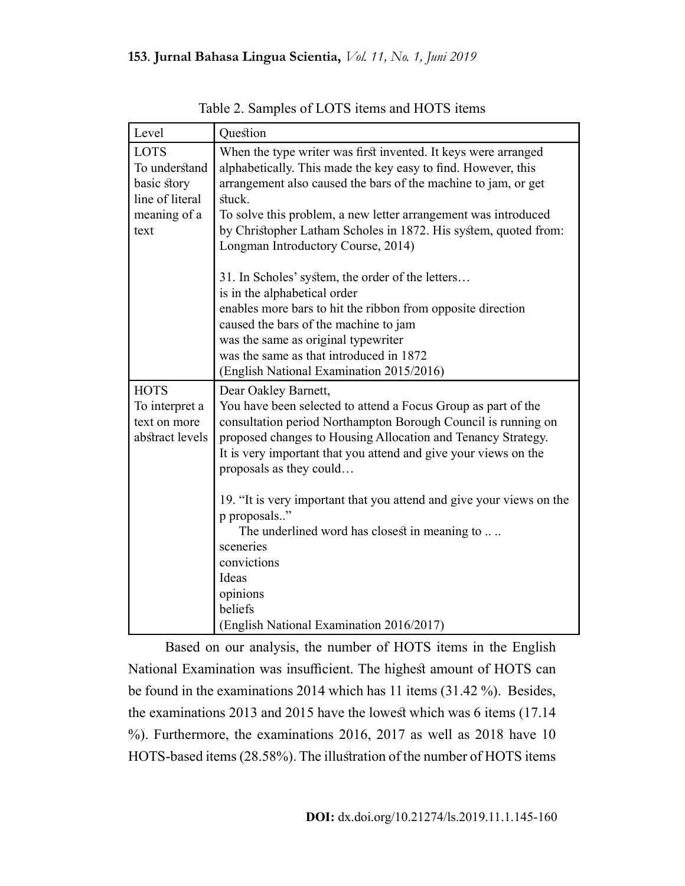Table 2. Samples of LOTS items and HOTS items

| Level | Question |
|---|---|
| LOTS<br>To understand basic story line of literal meaning of a text | When the type writer was first invented. It keys were arranged alphabetically. This made the key easy to find. However, this arrangement also caused the bars of the machine to jam, or get stuck.<br>To solve this problem, a new letter arrangement was introduced by Christopher Latham Scholes in 1872. His system, quoted from: Longman Introductory Course, 2014)<br><br>31. In Scholes' system, the order of the letters…<br>is in the alphabetical order<br>enables more bars to hit the ribbon from opposite direction<br>caused the bars of the machine to jam<br>was the same as original typewriter<br>was the same as that introduced in 1872<br>(English National Examination 2015/2016) |
| HOTS<br>To interpret a text on more abstract levels | Dear Oakley Barnett,<br>You have been selected to attend a Focus Group as part of the consultation period Northampton Borough Council is running on proposed changes to Housing Allocation and Tenancy Strategy.<br>It is very important that you attend and give your views on the proposals as they could…<br><br>19. "It is very important that you attend and give your views on the p proposals.."<br>The underlined word has closest in meaning to .. ..<br>sceneries<br>convictions<br>Ideas<br>opinions<br>beliefs<br>(English National Examination 2016/2017) |

Based on our analysis, the number of HOTS items in the English National Examination was insufficient. The highest amount of HOTS can be found in the examinations 2014 which has 11 items (31.42 %). Besides, the examinations 2013 and 2015 have the lowest which was 6 items (17.14 %). Furthermore, the examinations 2016, 2017 as well as 2018 have 10 HOTS-based items (28.58%). The illustration of the number of HOTS items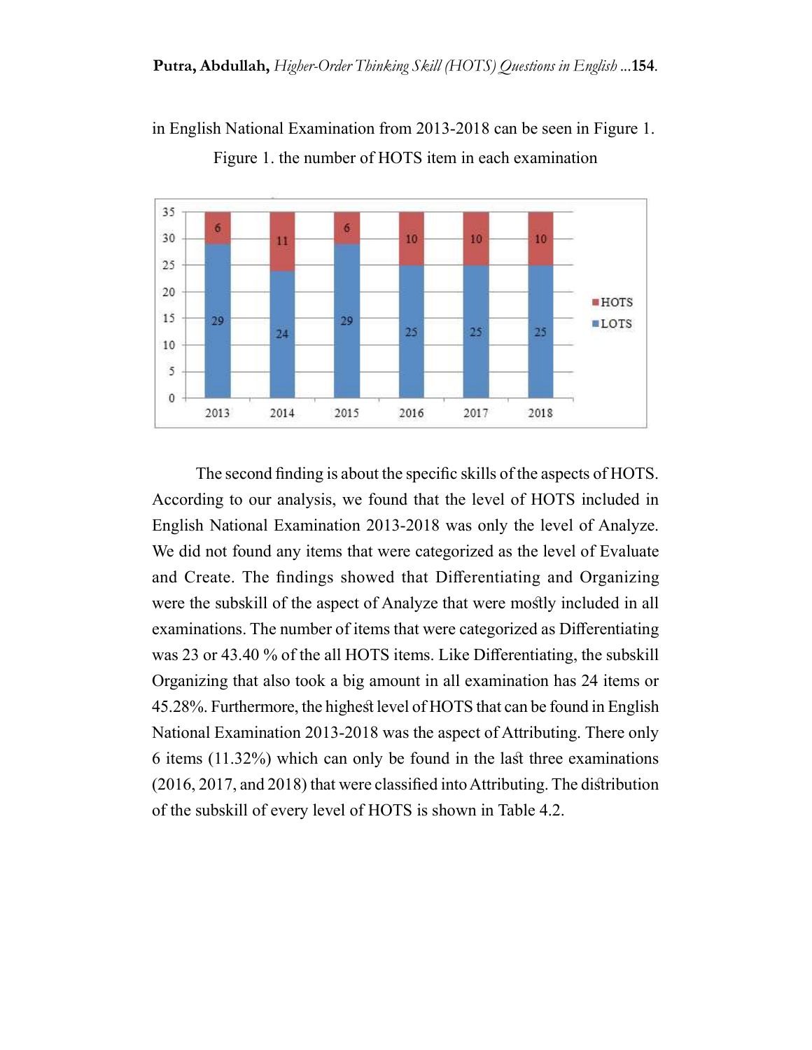in English National Examination from 2013-2018 can be seen in Figure 1.

Figure 1. the number of HOTS item in each examination

| Year | LOTS | HOTS |
|---|---|---|
| 2013 | 29 | 6 |
| 2014 | 24 | 11 |
| 2015 | 29 | 6 |
| 2016 | 25 | 10 |
| 2017 | 25 | 10 |
| 2018 | 25 | 10 |

The second finding is about the specific skills of the aspects of HOTS. According to our analysis, we found that the level of HOTS included in English National Examination 2013-2018 was only the level of Analyze. We did not found any items that were categorized as the level of Evaluate and Create. The findings showed that Differentiating and Organizing were the subskill of the aspect of Analyze that were mostly included in all examinations. The number of items that were categorized as Differentiating was 23 or 43.40 % of the all HOTS items. Like Differentiating, the subskill Organizing that also took a big amount in all examination has 24 items or 45.28%. Furthermore, the highest level of HOTS that can be found in English National Examination 2013-2018 was the aspect of Attributing. There only 6 items (11.32%) which can only be found in the last three examinations (2016, 2017, and 2018) that were classified into Attributing. The distribution of the subskill of every level of HOTS is shown in Table 4.2.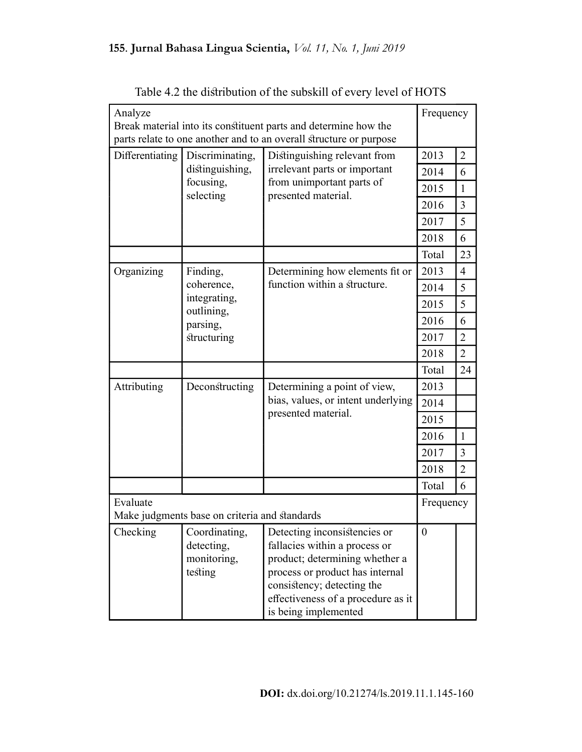Table 4.2 the distribution of the subskill of every level of HOTS

| Analyze<br>Break material into its constituent parts and determine how the parts relate to one another and to an overall structure or purpose | | | Frequency | |
|---|---|---|---|---|
| Differentiating | Discriminating, distinguishing, focusing, selecting | Distinguishing relevant from irrelevant parts or important from unimportant parts of presented material. | 2013 | 2 |
| | | | 2014 | 6 |
| | | | 2015 | 1 |
| | | | 2016 | 3 |
| | | | 2017 | 5 |
| | | | 2018 | 6 |
| | | | Total | 23 |
| Organizing | Finding, coherence, integrating, outlining, parsing, structuring | Determining how elements fit or function within a structure. | 2013 | 4 |
| | | | 2014 | 5 |
| | | | 2015 | 5 |
| | | | 2016 | 6 |
| | | | 2017 | 2 |
| | | | 2018 | 2 |
| | | | Total | 24 |
| Attributing | Deconstructing | Determining a point of view, bias, values, or intent underlying presented material. | 2013 | |
| | | | 2014 | |
| | | | 2015 | |
| | | | 2016 | 1 |
| | | | 2017 | 3 |
| | | | 2018 | 2 |
| | | | Total | 6 |
| Evaluate<br>Make judgments base on criteria and standards | | | Frequency | |
| Checking | Coordinating, detecting, monitoring, testing | Detecting inconsistencies or fallacies within a process or product; determining whether a process or product has internal consistency; detecting the effectiveness of a procedure as it is being implemented | 0 | |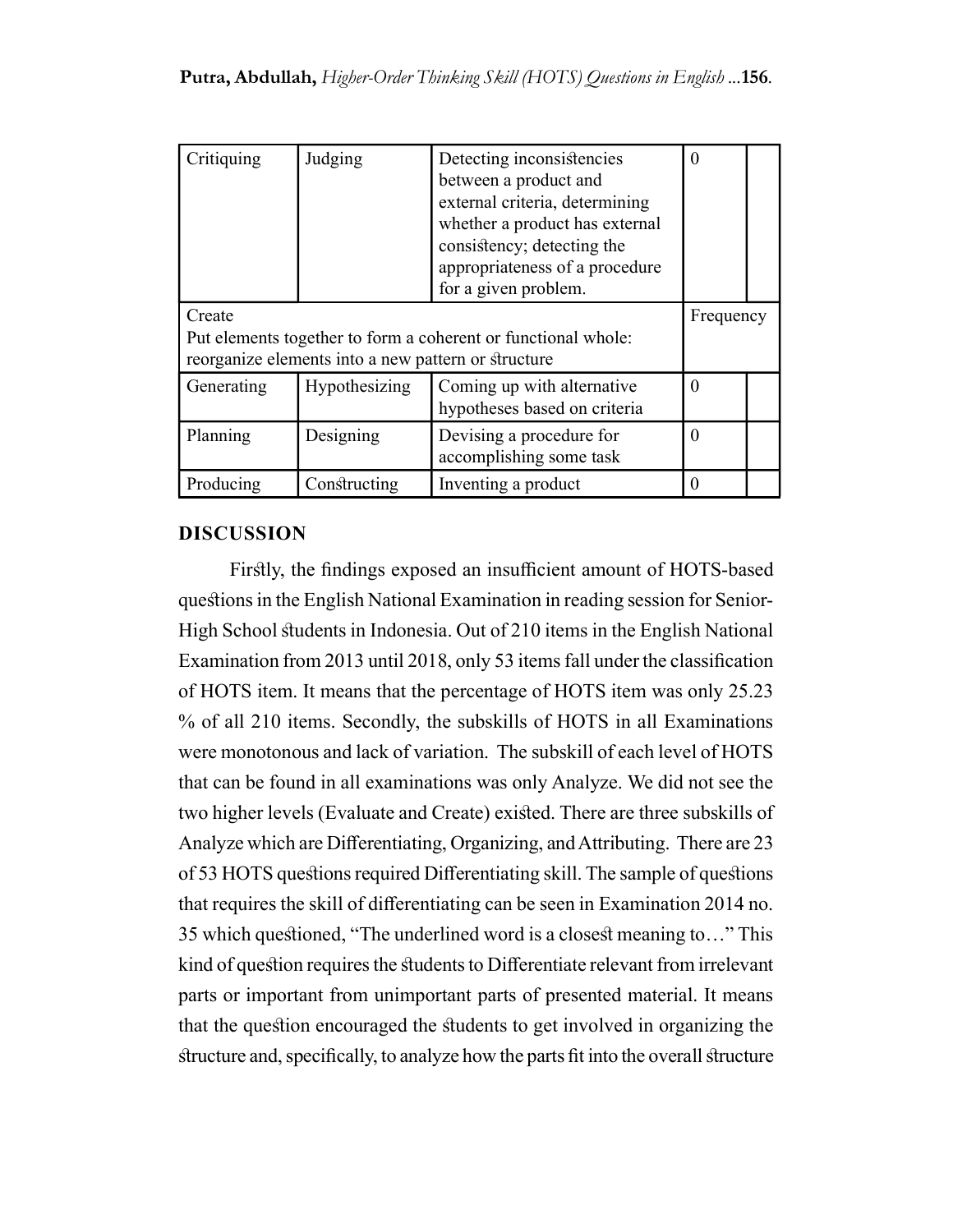| | | | | |
|---|---|---|---|---|
| Critiquing | Judging | Detecting inconsistencies between a product and external criteria, determining whether a product has external consistency; detecting the appropriateness of a procedure for a given problem. | 0 | |
| Create<br>Put elements together to form a coherent or functional whole: reorganize elements into a new pattern or structure | | | Frequency | |
| Generating | Hypothesizing | Coming up with alternative hypotheses based on criteria | 0 | |
| Planning | Designing | Devising a procedure for accomplishing some task | 0 | |
| Producing | Constructing | Inventing a product | 0 | |

## DISCUSSION

Firstly, the findings exposed an insufficient amount of HOTS-based questions in the English National Examination in reading session for Senior-High School students in Indonesia. Out of 210 items in the English National Examination from 2013 until 2018, only 53 items fall under the classification of HOTS item. It means that the percentage of HOTS item was only 25.23 % of all 210 items. Secondly, the subskills of HOTS in all Examinations were monotonous and lack of variation. The subskill of each level of HOTS that can be found in all examinations was only Analyze. We did not see the two higher levels (Evaluate and Create) existed. There are three subskills of Analyze which are Differentiating, Organizing, and Attributing. There are 23 of 53 HOTS questions required Differentiating skill. The sample of questions that requires the skill of differentiating can be seen in Examination 2014 no. 35 which questioned, "The underlined word is a closest meaning to…" This kind of question requires the students to Differentiate relevant from irrelevant parts or important from unimportant parts of presented material. It means that the question encouraged the students to get involved in organizing the structure and, specifically, to analyze how the parts fit into the overall structure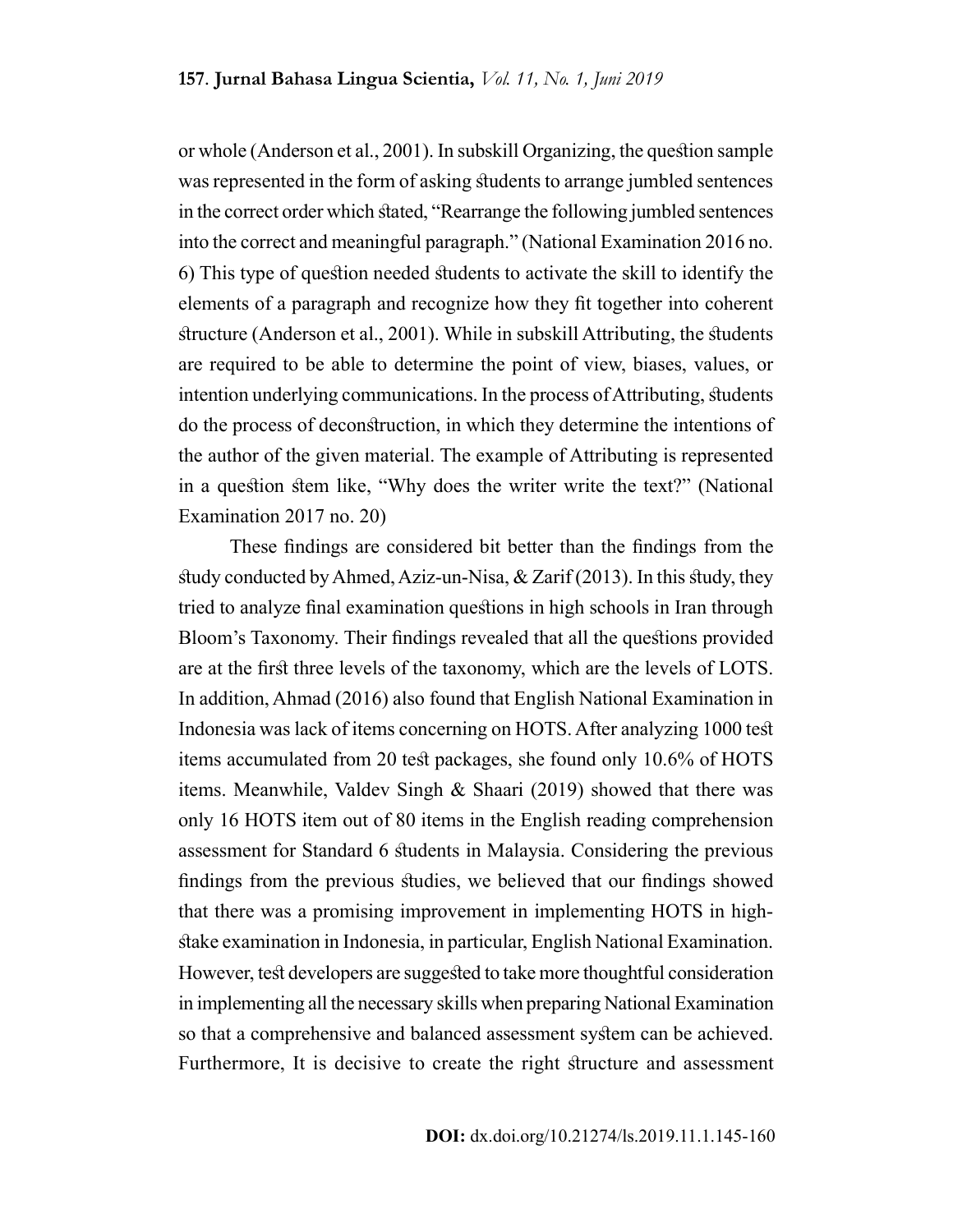or whole (Anderson et al., 2001). In subskill Organizing, the question sample was represented in the form of asking students to arrange jumbled sentences in the correct order which stated, "Rearrange the following jumbled sentences into the correct and meaningful paragraph." (National Examination 2016 no. 6) This type of question needed students to activate the skill to identify the elements of a paragraph and recognize how they fit together into coherent structure (Anderson et al., 2001). While in subskill Attributing, the students are required to be able to determine the point of view, biases, values, or intention underlying communications. In the process of Attributing, students do the process of deconstruction, in which they determine the intentions of the author of the given material. The example of Attributing is represented in a question stem like, "Why does the writer write the text?" (National Examination 2017 no. 20)

These findings are considered bit better than the findings from the study conducted by Ahmed, Aziz-un-Nisa, & Zarif (2013). In this study, they tried to analyze final examination questions in high schools in Iran through Bloom's Taxonomy. Their findings revealed that all the questions provided are at the first three levels of the taxonomy, which are the levels of LOTS. In addition, Ahmad (2016) also found that English National Examination in Indonesia was lack of items concerning on HOTS. After analyzing 1000 test items accumulated from 20 test packages, she found only 10.6% of HOTS items. Meanwhile, Valdev Singh & Shaari (2019) showed that there was only 16 HOTS item out of 80 items in the English reading comprehension assessment for Standard 6 students in Malaysia. Considering the previous findings from the previous studies, we believed that our findings showed that there was a promising improvement in implementing HOTS in high-stake examination in Indonesia, in particular, English National Examination. However, test developers are suggested to take more thoughtful consideration in implementing all the necessary skills when preparing National Examination so that a comprehensive and balanced assessment system can be achieved. Furthermore, It is decisive to create the right structure and assessment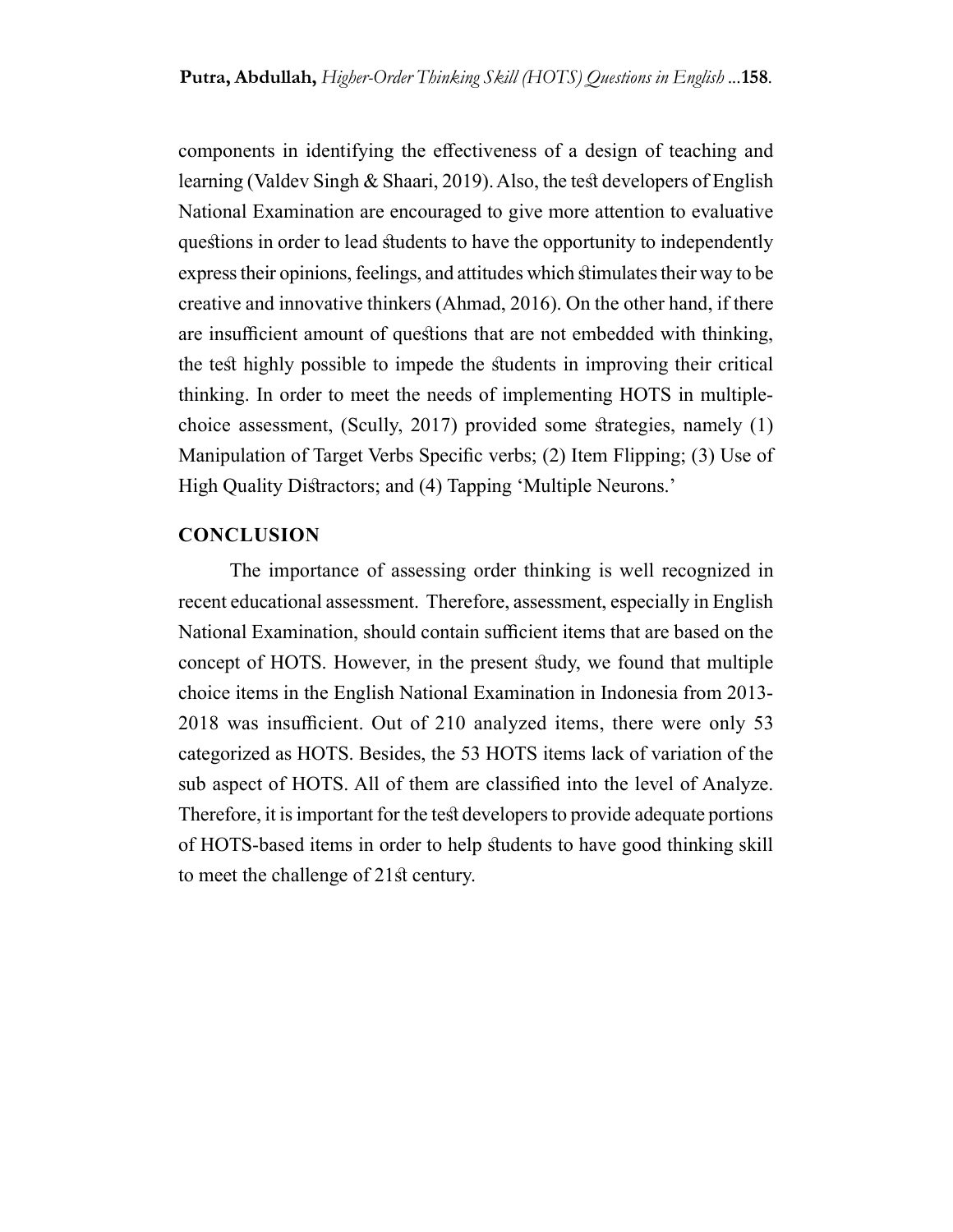components in identifying the effectiveness of a design of teaching and learning (Valdev Singh & Shaari, 2019). Also, the test developers of English National Examination are encouraged to give more attention to evaluative questions in order to lead students to have the opportunity to independently express their opinions, feelings, and attitudes which stimulates their way to be creative and innovative thinkers (Ahmad, 2016). On the other hand, if there are insufficient amount of questions that are not embedded with thinking, the test highly possible to impede the students in improving their critical thinking. In order to meet the needs of implementing HOTS in multiple-choice assessment, (Scully, 2017) provided some strategies, namely (1) Manipulation of Target Verbs Specific verbs; (2) Item Flipping; (3) Use of High Quality Distractors; and (4) Tapping 'Multiple Neurons.'

## CONCLUSION

The importance of assessing order thinking is well recognized in recent educational assessment. Therefore, assessment, especially in English National Examination, should contain sufficient items that are based on the concept of HOTS. However, in the present study, we found that multiple choice items in the English National Examination in Indonesia from 2013-2018 was insufficient. Out of 210 analyzed items, there were only 53 categorized as HOTS. Besides, the 53 HOTS items lack of variation of the sub aspect of HOTS. All of them are classified into the level of Analyze. Therefore, it is important for the test developers to provide adequate portions of HOTS-based items in order to help students to have good thinking skill to meet the challenge of 21st century.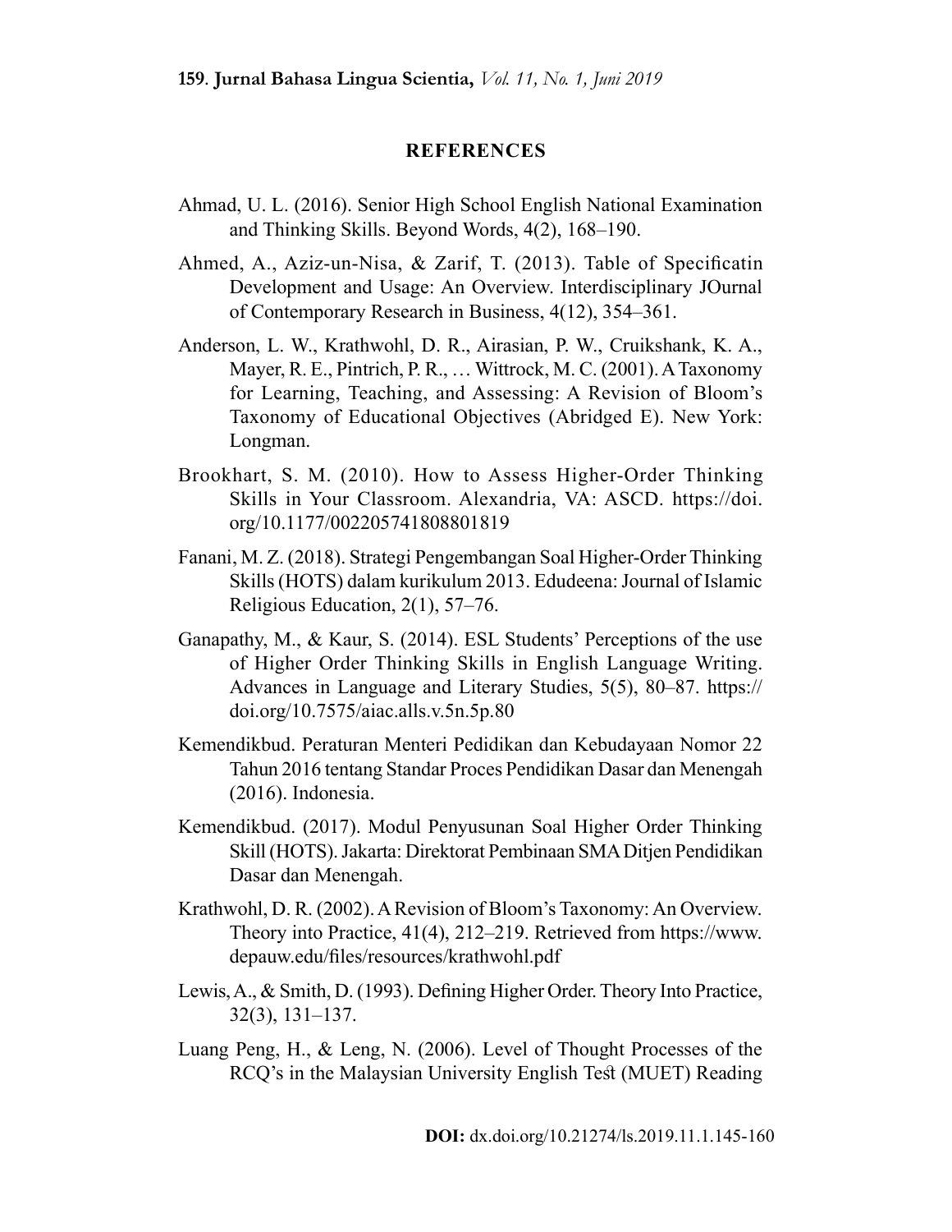## REFERENCES

Ahmad, U. L. (2016). Senior High School English National Examination and Thinking Skills. Beyond Words, 4(2), 168–190.

Ahmed, A., Aziz-un-Nisa, & Zarif, T. (2013). Table of Specificatin Development and Usage: An Overview. Interdisciplinary JOurnal of Contemporary Research in Business, 4(12), 354–361.

Anderson, L. W., Krathwohl, D. R., Airasian, P. W., Cruikshank, K. A., Mayer, R. E., Pintrich, P. R., … Wittrock, M. C. (2001). A Taxonomy for Learning, Teaching, and Assessing: A Revision of Bloom's Taxonomy of Educational Objectives (Abridged E). New York: Longman.

Brookhart, S. M. (2010). How to Assess Higher-Order Thinking Skills in Your Classroom. Alexandria, VA: ASCD. https://doi.org/10.1177/002205741808801819

Fanani, M. Z. (2018). Strategi Pengembangan Soal Higher-Order Thinking Skills (HOTS) dalam kurikulum 2013. Edudeena: Journal of Islamic Religious Education, 2(1), 57–76.

Ganapathy, M., & Kaur, S. (2014). ESL Students' Perceptions of the use of Higher Order Thinking Skills in English Language Writing. Advances in Language and Literary Studies, 5(5), 80–87. https://doi.org/10.7575/aiac.alls.v.5n.5p.80

Kemendikbud. Peraturan Menteri Pedidikan dan Kebudayaan Nomor 22 Tahun 2016 tentang Standar Proces Pendidikan Dasar dan Menengah (2016). Indonesia.

Kemendikbud. (2017). Modul Penyusunan Soal Higher Order Thinking Skill (HOTS). Jakarta: Direktorat Pembinaan SMA Ditjen Pendidikan Dasar dan Menengah.

Krathwohl, D. R. (2002). A Revision of Bloom's Taxonomy: An Overview. Theory into Practice, 41(4), 212–219. Retrieved from https://www.depauw.edu/files/resources/krathwohl.pdf

Lewis, A., & Smith, D. (1993). Defining Higher Order. Theory Into Practice, 32(3), 131–137.

Luang Peng, H., & Leng, N. (2006). Level of Thought Processes of the RCQ's in the Malaysian University English Test (MUET) Reading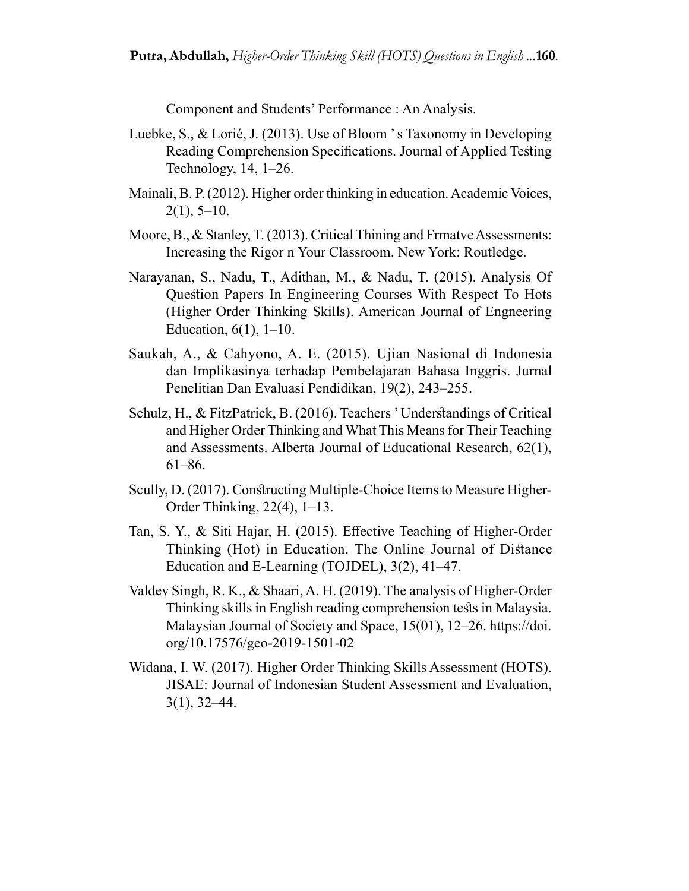Component and Students' Performance : An Analysis.

Luebke, S., & Lorié, J. (2013). Use of Bloom ' s Taxonomy in Developing Reading Comprehension Specifications. Journal of Applied Testing Technology, 14, 1–26.

Mainali, B. P. (2012). Higher order thinking in education. Academic Voices, 2(1), 5–10.

Moore, B., & Stanley, T. (2013). Critical Thining and Frmatve Assessments: Increasing the Rigor n Your Classroom. New York: Routledge.

Narayanan, S., Nadu, T., Adithan, M., & Nadu, T. (2015). Analysis Of Question Papers In Engineering Courses With Respect To Hots (Higher Order Thinking Skills). American Journal of Engneering Education, 6(1), 1–10.

Saukah, A., & Cahyono, A. E. (2015). Ujian Nasional di Indonesia dan Implikasinya terhadap Pembelajaran Bahasa Inggris. Jurnal Penelitian Dan Evaluasi Pendidikan, 19(2), 243–255.

Schulz, H., & FitzPatrick, B. (2016). Teachers ' Understandings of Critical and Higher Order Thinking and What This Means for Their Teaching and Assessments. Alberta Journal of Educational Research, 62(1), 61–86.

Scully, D. (2017). Constructing Multiple-Choice Items to Measure Higher-Order Thinking, 22(4), 1–13.

Tan, S. Y., & Siti Hajar, H. (2015). Effective Teaching of Higher-Order Thinking (Hot) in Education. The Online Journal of Distance Education and E-Learning (TOJDEL), 3(2), 41–47.

Valdev Singh, R. K., & Shaari, A. H. (2019). The analysis of Higher-Order Thinking skills in English reading comprehension tests in Malaysia. Malaysian Journal of Society and Space, 15(01), 12–26. https://doi.org/10.17576/geo-2019-1501-02

Widana, I. W. (2017). Higher Order Thinking Skills Assessment (HOTS). JISAE: Journal of Indonesian Student Assessment and Evaluation, 3(1), 32–44.